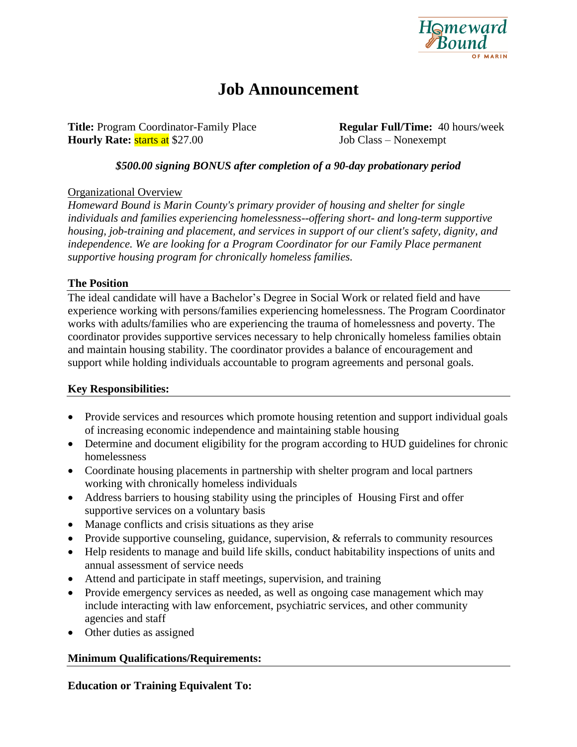Homeward Bound OF MARIN

# Job Announcement

**Title:** Program Coordinator-Family Place
**Hourly Rate:** starts at $27.00

**Regular Full/Time:** 40 hours/week
Job Class – Nonexempt

***$500.00 signing BONUS after completion of a 90-day probationary period***

Organizational Overview

*Homeward Bound is Marin County's primary provider of housing and shelter for single individuals and families experiencing homelessness--offering short- and long-term supportive housing, job-training and placement, and services in support of our client's safety, dignity, and independence. We are looking for a Program Coordinator for our Family Place permanent supportive housing program for chronically homeless families.*

## The Position

The ideal candidate will have a Bachelor's Degree in Social Work or related field and have experience working with persons/families experiencing homelessness. The Program Coordinator works with adults/families who are experiencing the trauma of homelessness and poverty. The coordinator provides supportive services necessary to help chronically homeless families obtain and maintain housing stability. The coordinator provides a balance of encouragement and support while holding individuals accountable to program agreements and personal goals.

## Key Responsibilities:

- Provide services and resources which promote housing retention and support individual goals of increasing economic independence and maintaining stable housing
- Determine and document eligibility for the program according to HUD guidelines for chronic homelessness
- Coordinate housing placements in partnership with shelter program and local partners working with chronically homeless individuals
- Address barriers to housing stability using the principles of Housing First and offer supportive services on a voluntary basis
- Manage conflicts and crisis situations as they arise
- Provide supportive counseling, guidance, supervision, & referrals to community resources
- Help residents to manage and build life skills, conduct habitability inspections of units and annual assessment of service needs
- Attend and participate in staff meetings, supervision, and training
- Provide emergency services as needed, as well as ongoing case management which may include interacting with law enforcement, psychiatric services, and other community agencies and staff
- Other duties as assigned

## Minimum Qualifications/Requirements:

**Education or Training Equivalent To:**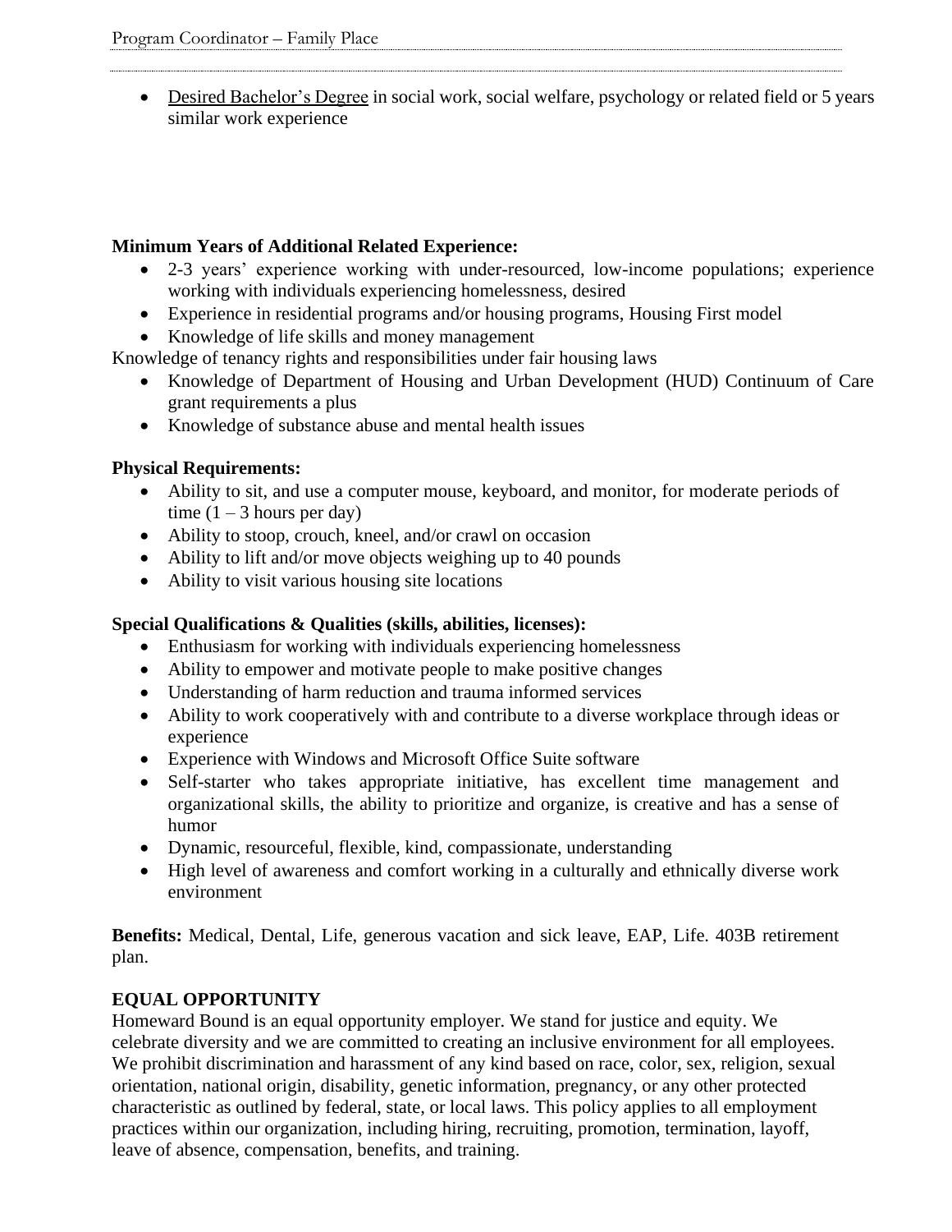- Desired Bachelor's Degree in social work, social welfare, psychology or related field or 5 years similar work experience

**Minimum Years of Additional Related Experience:**

- 2-3 years' experience working with under-resourced, low-income populations; experience working with individuals experiencing homelessness, desired
- Experience in residential programs and/or housing programs, Housing First model
- Knowledge of life skills and money management

Knowledge of tenancy rights and responsibilities under fair housing laws

- Knowledge of Department of Housing and Urban Development (HUD) Continuum of Care grant requirements a plus
- Knowledge of substance abuse and mental health issues

**Physical Requirements:**

- Ability to sit, and use a computer mouse, keyboard, and monitor, for moderate periods of time (1 – 3 hours per day)
- Ability to stoop, crouch, kneel, and/or crawl on occasion
- Ability to lift and/or move objects weighing up to 40 pounds
- Ability to visit various housing site locations

**Special Qualifications & Qualities (skills, abilities, licenses):**

- Enthusiasm for working with individuals experiencing homelessness
- Ability to empower and motivate people to make positive changes
- Understanding of harm reduction and trauma informed services
- Ability to work cooperatively with and contribute to a diverse workplace through ideas or experience
- Experience with Windows and Microsoft Office Suite software
- Self-starter who takes appropriate initiative, has excellent time management and organizational skills, the ability to prioritize and organize, is creative and has a sense of humor
- Dynamic, resourceful, flexible, kind, compassionate, understanding
- High level of awareness and comfort working in a culturally and ethnically diverse work environment

**Benefits:** Medical, Dental, Life, generous vacation and sick leave, EAP, Life. 403B retirement plan.

**EQUAL OPPORTUNITY**

Homeward Bound is an equal opportunity employer. We stand for justice and equity. We celebrate diversity and we are committed to creating an inclusive environment for all employees. We prohibit discrimination and harassment of any kind based on race, color, sex, religion, sexual orientation, national origin, disability, genetic information, pregnancy, or any other protected characteristic as outlined by federal, state, or local laws. This policy applies to all employment practices within our organization, including hiring, recruiting, promotion, termination, layoff, leave of absence, compensation, benefits, and training.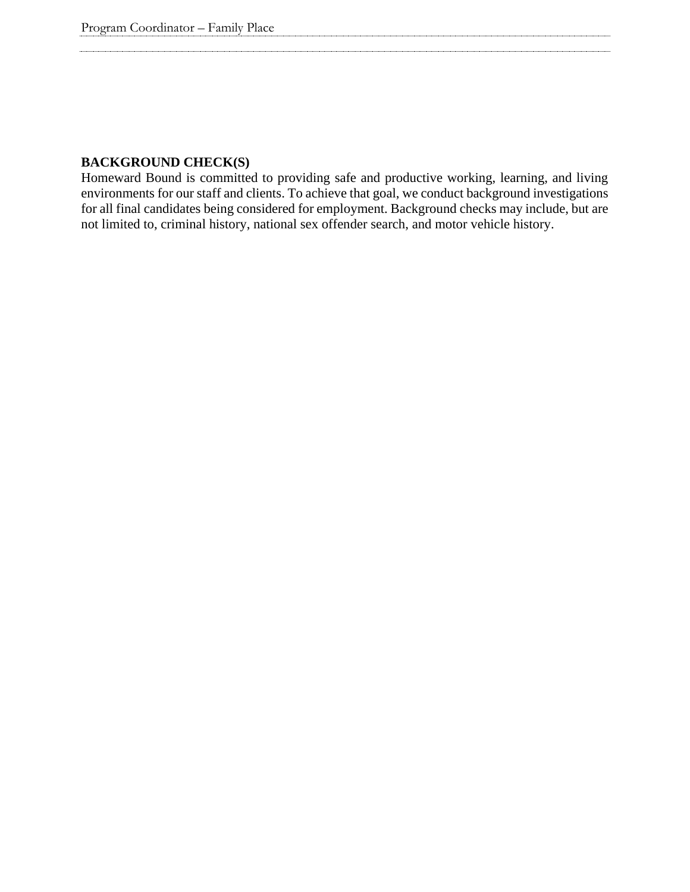**BACKGROUND CHECK(S)**

Homeward Bound is committed to providing safe and productive working, learning, and living environments for our staff and clients. To achieve that goal, we conduct background investigations for all final candidates being considered for employment. Background checks may include, but are not limited to, criminal history, national sex offender search, and motor vehicle history.